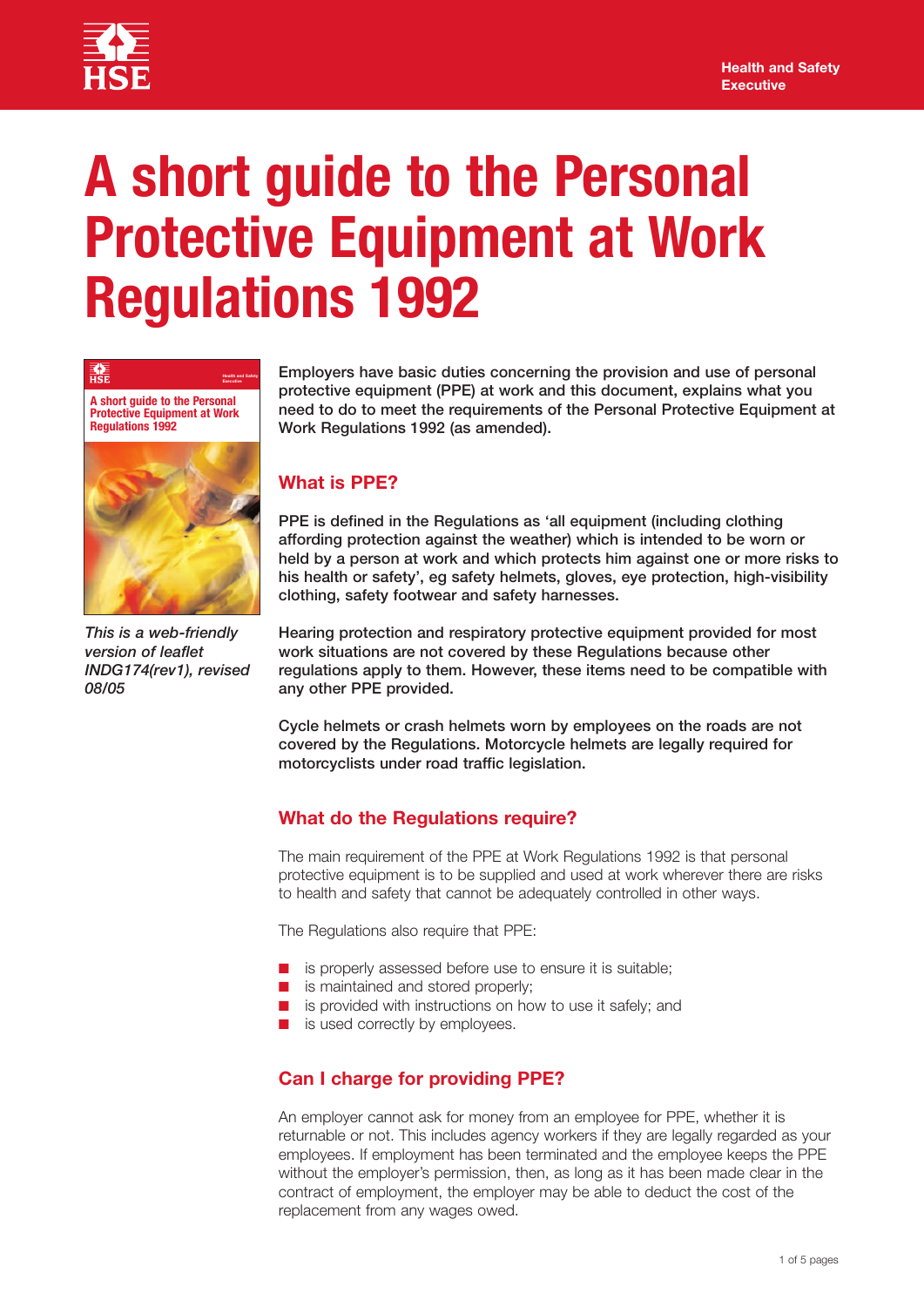Health and Safety Executive

# A short guide to the Personal Protective Equipment at Work Regulations 1992

*This is a web-friendly version of leaflet INDG174(rev1), revised 08/05*

**Employers have basic duties concerning the provision and use of personal protective equipment (PPE) at work and this document, explains what you need to do to meet the requirements of the Personal Protective Equipment at Work Regulations 1992 (as amended).**

## What is PPE?

**PPE is defined in the Regulations as 'all equipment (including clothing affording protection against the weather) which is intended to be worn or held by a person at work and which protects him against one or more risks to his health or safety', eg safety helmets, gloves, eye protection, high-visibility clothing, safety footwear and safety harnesses.**

**Hearing protection and respiratory protective equipment provided for most work situations are not covered by these Regulations because other regulations apply to them. However, these items need to be compatible with any other PPE provided.**

**Cycle helmets or crash helmets worn by employees on the roads are not covered by the Regulations. Motorcycle helmets are legally required for motorcyclists under road traffic legislation.**

## What do the Regulations require?

The main requirement of the PPE at Work Regulations 1992 is that personal protective equipment is to be supplied and used at work wherever there are risks to health and safety that cannot be adequately controlled in other ways.

The Regulations also require that PPE:

- is properly assessed before use to ensure it is suitable;
- is maintained and stored properly;
- is provided with instructions on how to use it safely; and
- is used correctly by employees.

## Can I charge for providing PPE?

An employer cannot ask for money from an employee for PPE, whether it is returnable or not. This includes agency workers if they are legally regarded as your employees. If employment has been terminated and the employee keeps the PPE without the employer's permission, then, as long as it has been made clear in the contract of employment, the employer may be able to deduct the cost of the replacement from any wages owed.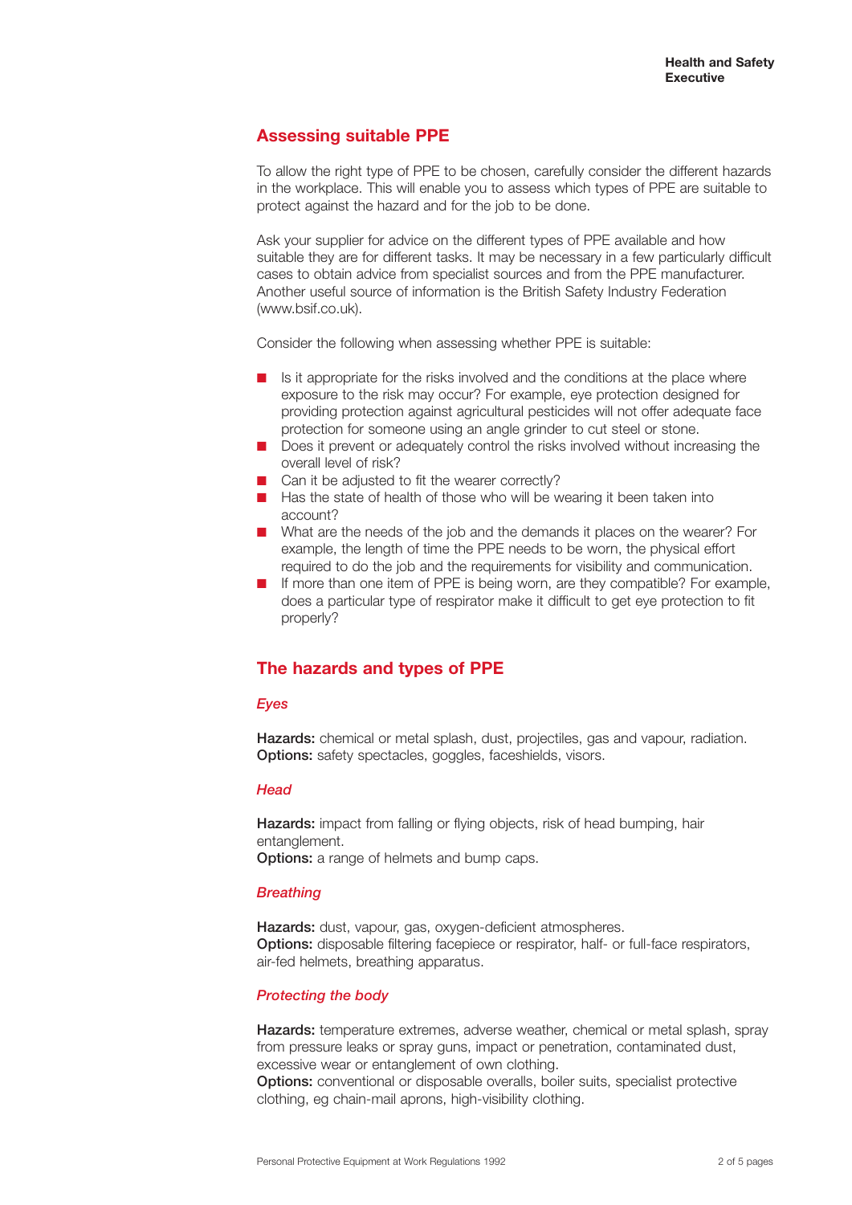## Assessing suitable PPE

To allow the right type of PPE to be chosen, carefully consider the different hazards in the workplace. This will enable you to assess which types of PPE are suitable to protect against the hazard and for the job to be done.

Ask your supplier for advice on the different types of PPE available and how suitable they are for different tasks. It may be necessary in a few particularly difficult cases to obtain advice from specialist sources and from the PPE manufacturer. Another useful source of information is the British Safety Industry Federation (www.bsif.co.uk).

Consider the following when assessing whether PPE is suitable:

- Is it appropriate for the risks involved and the conditions at the place where exposure to the risk may occur? For example, eye protection designed for providing protection against agricultural pesticides will not offer adequate face protection for someone using an angle grinder to cut steel or stone.
- Does it prevent or adequately control the risks involved without increasing the overall level of risk?
- Can it be adjusted to fit the wearer correctly?
- Has the state of health of those who will be wearing it been taken into account?
- What are the needs of the job and the demands it places on the wearer? For example, the length of time the PPE needs to be worn, the physical effort required to do the job and the requirements for visibility and communication.
- If more than one item of PPE is being worn, are they compatible? For example, does a particular type of respirator make it difficult to get eye protection to fit properly?

## The hazards and types of PPE

### *Eyes*

**Hazards:** chemical or metal splash, dust, projectiles, gas and vapour, radiation.
**Options:** safety spectacles, goggles, faceshields, visors.

### *Head*

**Hazards:** impact from falling or flying objects, risk of head bumping, hair entanglement.
**Options:** a range of helmets and bump caps.

### *Breathing*

**Hazards:** dust, vapour, gas, oxygen-deficient atmospheres.
**Options:** disposable filtering facepiece or respirator, half- or full-face respirators, air-fed helmets, breathing apparatus.

### *Protecting the body*

**Hazards:** temperature extremes, adverse weather, chemical or metal splash, spray from pressure leaks or spray guns, impact or penetration, contaminated dust, excessive wear or entanglement of own clothing.
**Options:** conventional or disposable overalls, boiler suits, specialist protective clothing, eg chain-mail aprons, high-visibility clothing.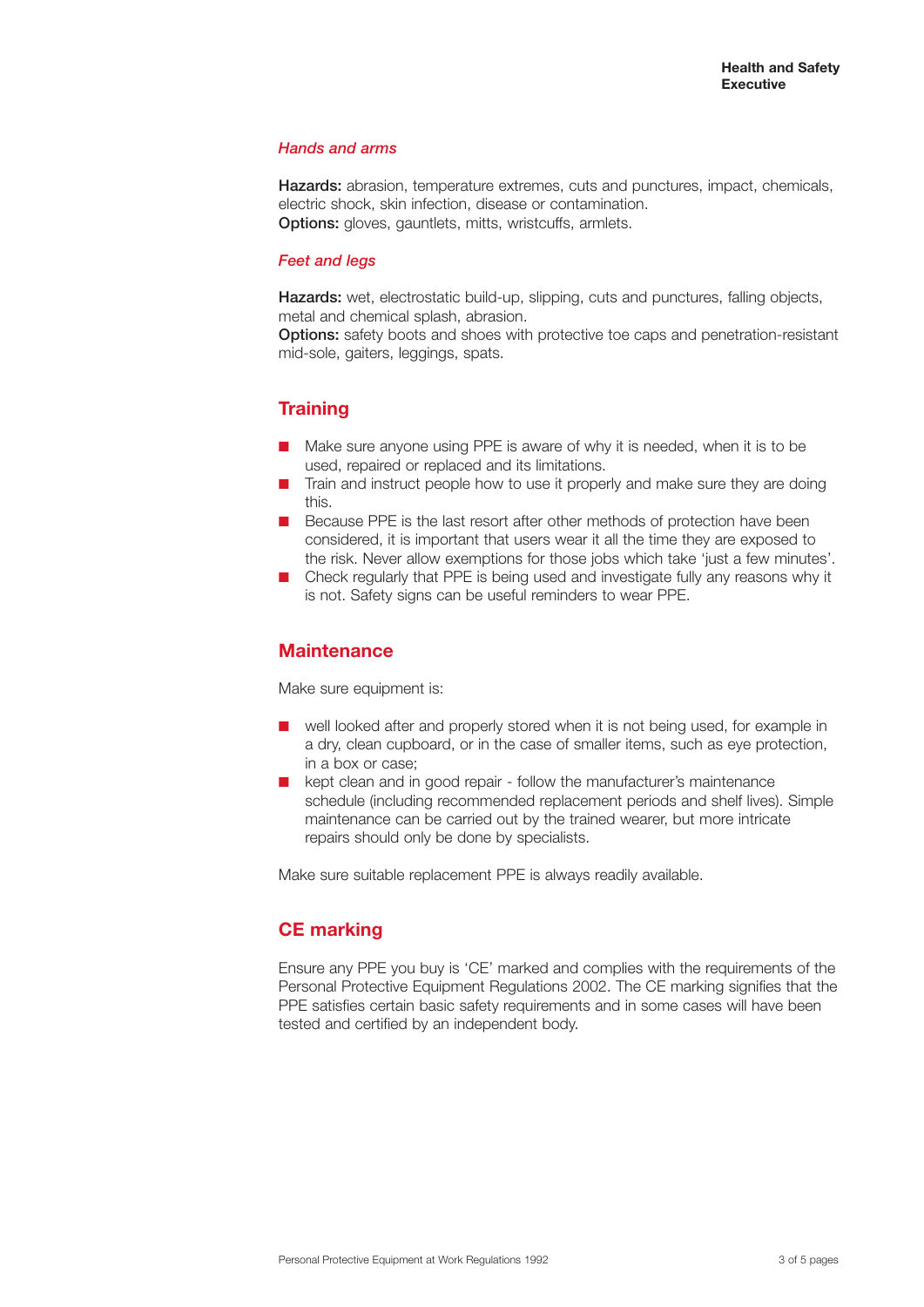### *Hands and arms*

**Hazards:** abrasion, temperature extremes, cuts and punctures, impact, chemicals, electric shock, skin infection, disease or contamination.
**Options:** gloves, gauntlets, mitts, wristcuffs, armlets.

### *Feet and legs*

**Hazards:** wet, electrostatic build-up, slipping, cuts and punctures, falling objects, metal and chemical splash, abrasion.
**Options:** safety boots and shoes with protective toe caps and penetration-resistant mid-sole, gaiters, leggings, spats.

## Training

- Make sure anyone using PPE is aware of why it is needed, when it is to be used, repaired or replaced and its limitations.
- Train and instruct people how to use it properly and make sure they are doing this.
- Because PPE is the last resort after other methods of protection have been considered, it is important that users wear it all the time they are exposed to the risk. Never allow exemptions for those jobs which take 'just a few minutes'.
- Check regularly that PPE is being used and investigate fully any reasons why it is not. Safety signs can be useful reminders to wear PPE.

## Maintenance

Make sure equipment is:

- well looked after and properly stored when it is not being used, for example in a dry, clean cupboard, or in the case of smaller items, such as eye protection, in a box or case;
- kept clean and in good repair - follow the manufacturer's maintenance schedule (including recommended replacement periods and shelf lives). Simple maintenance can be carried out by the trained wearer, but more intricate repairs should only be done by specialists.

Make sure suitable replacement PPE is always readily available.

## CE marking

Ensure any PPE you buy is 'CE' marked and complies with the requirements of the Personal Protective Equipment Regulations 2002. The CE marking signifies that the PPE satisfies certain basic safety requirements and in some cases will have been tested and certified by an independent body.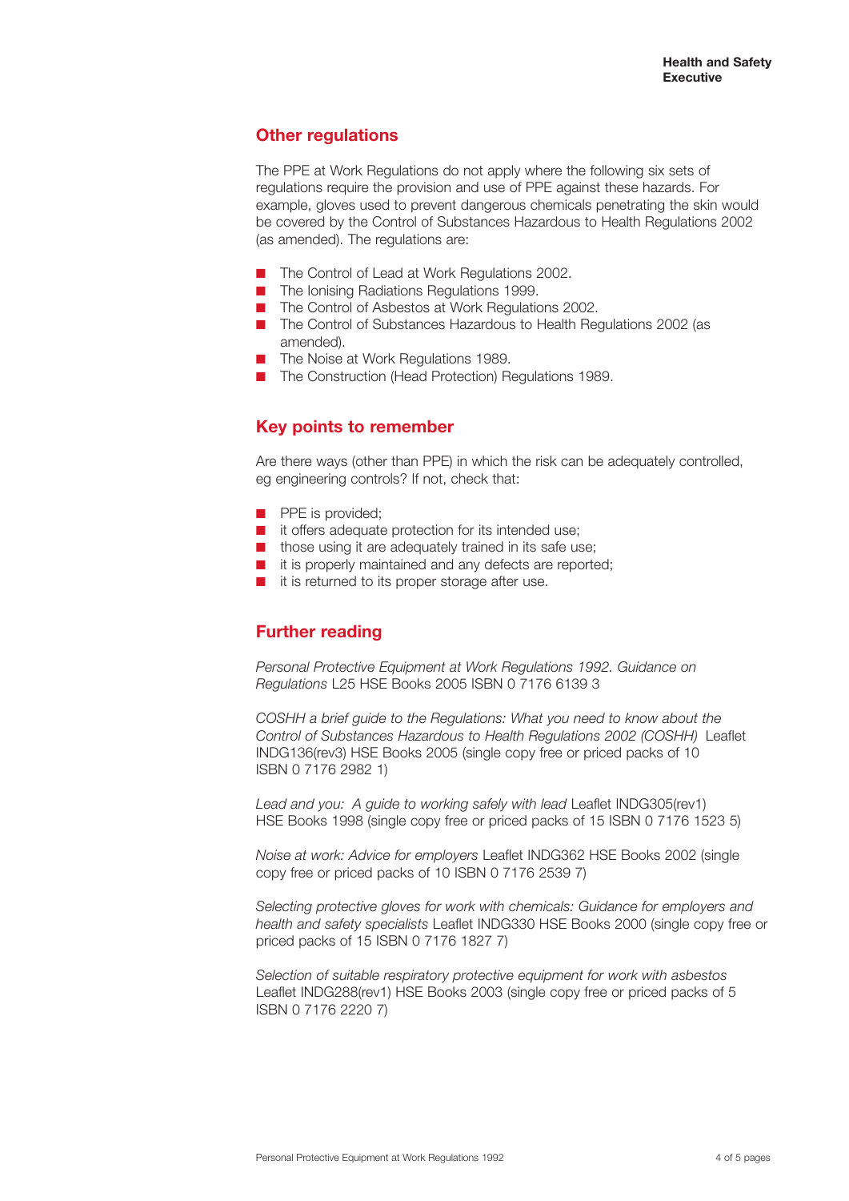## Other regulations

The PPE at Work Regulations do not apply where the following six sets of regulations require the provision and use of PPE against these hazards. For example, gloves used to prevent dangerous chemicals penetrating the skin would be covered by the Control of Substances Hazardous to Health Regulations 2002 (as amended). The regulations are:

- The Control of Lead at Work Regulations 2002.
- The Ionising Radiations Regulations 1999.
- The Control of Asbestos at Work Regulations 2002.
- The Control of Substances Hazardous to Health Regulations 2002 (as amended).
- The Noise at Work Regulations 1989.
- The Construction (Head Protection) Regulations 1989.

## Key points to remember

Are there ways (other than PPE) in which the risk can be adequately controlled, eg engineering controls? If not, check that:

- PPE is provided;
- it offers adequate protection for its intended use;
- those using it are adequately trained in its safe use;
- it is properly maintained and any defects are reported;
- it is returned to its proper storage after use.

## Further reading

*Personal Protective Equipment at Work Regulations 1992. Guidance on Regulations* L25 HSE Books 2005 ISBN 0 7176 6139 3

*COSHH a brief guide to the Regulations: What you need to know about the Control of Substances Hazardous to Health Regulations 2002 (COSHH)* Leaflet INDG136(rev3) HSE Books 2005 (single copy free or priced packs of 10 ISBN 0 7176 2982 1)

*Lead and you: A guide to working safely with lead* Leaflet INDG305(rev1) HSE Books 1998 (single copy free or priced packs of 15 ISBN 0 7176 1523 5)

*Noise at work: Advice for employers* Leaflet INDG362 HSE Books 2002 (single copy free or priced packs of 10 ISBN 0 7176 2539 7)

*Selecting protective gloves for work with chemicals: Guidance for employers and health and safety specialists* Leaflet INDG330 HSE Books 2000 (single copy free or priced packs of 15 ISBN 0 7176 1827 7)

*Selection of suitable respiratory protective equipment for work with asbestos* Leaflet INDG288(rev1) HSE Books 2003 (single copy free or priced packs of 5 ISBN 0 7176 2220 7)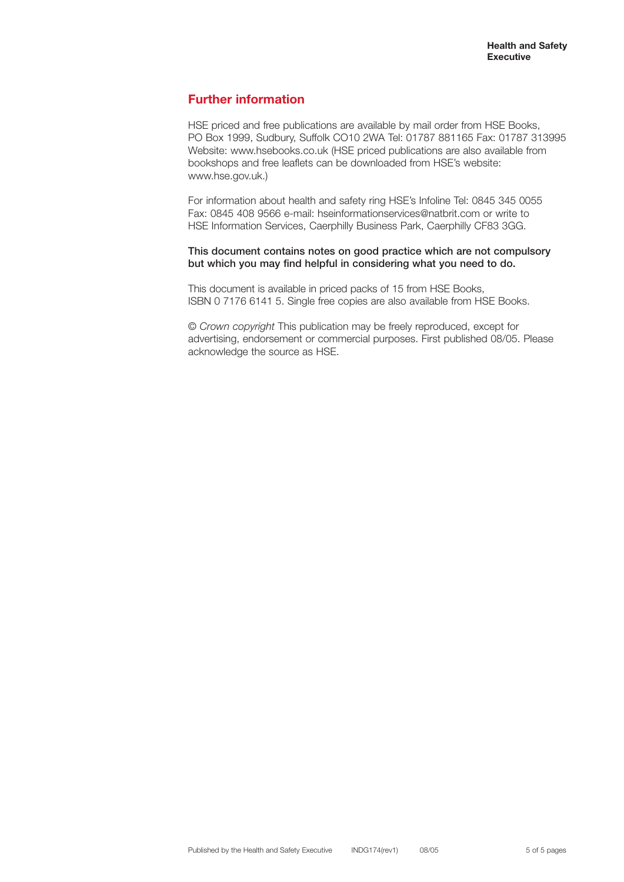## Further information

HSE priced and free publications are available by mail order from HSE Books, PO Box 1999, Sudbury, Suffolk CO10 2WA Tel: 01787 881165 Fax: 01787 313995 Website: www.hsebooks.co.uk (HSE priced publications are also available from bookshops and free leaflets can be downloaded from HSE's website: www.hse.gov.uk.)

For information about health and safety ring HSE's Infoline Tel: 0845 345 0055 Fax: 0845 408 9566 e-mail: hseinformationservices@natbrit.com or write to HSE Information Services, Caerphilly Business Park, Caerphilly CF83 3GG.

**This document contains notes on good practice which are not compulsory but which you may find helpful in considering what you need to do.**

This document is available in priced packs of 15 from HSE Books, ISBN 0 7176 6141 5. Single free copies are also available from HSE Books.

© *Crown copyright* This publication may be freely reproduced, except for advertising, endorsement or commercial purposes. First published 08/05. Please acknowledge the source as HSE.

Published by the Health and Safety Executive INDG174(rev1) 08/05